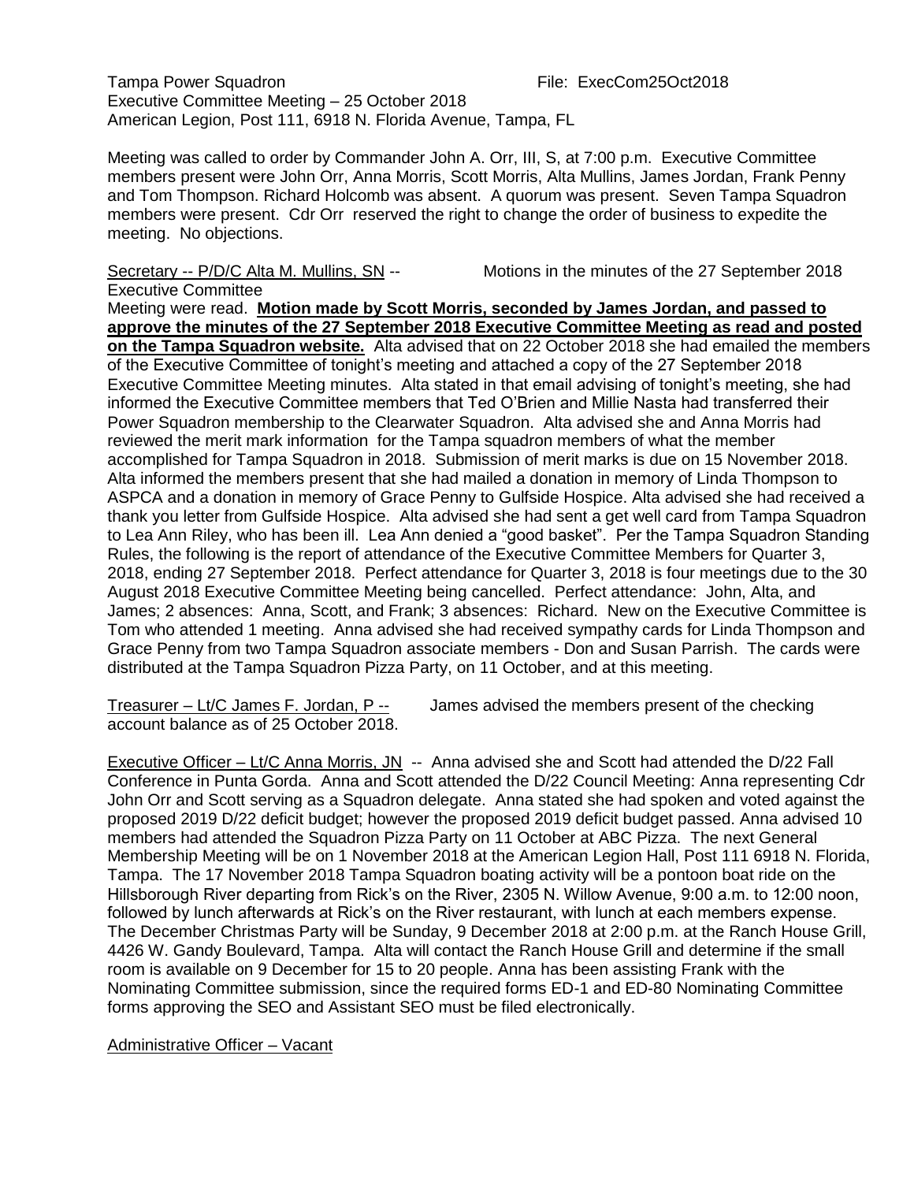Tampa Power Squadron File: ExecCom25Oct2018
Executive Committee Meeting – 25 October 2018
American Legion, Post 111, 6918 N. Florida Avenue, Tampa, FL

Meeting was called to order by Commander John A. Orr, III, S, at 7:00 p.m. Executive Committee members present were John Orr, Anna Morris, Scott Morris, Alta Mullins, James Jordan, Frank Penny and Tom Thompson. Richard Holcomb was absent. A quorum was present. Seven Tampa Squadron members were present. Cdr Orr reserved the right to change the order of business to expedite the meeting. No objections.

Secretary -- P/D/C Alta M. Mullins, SN -- Motions in the minutes of the 27 September 2018 Executive Committee Meeting were read. **Motion made by Scott Morris, seconded by James Jordan, and passed to approve the minutes of the 27 September 2018 Executive Committee Meeting as read and posted on the Tampa Squadron website.** Alta advised that on 22 October 2018 she had emailed the members of the Executive Committee of tonight's meeting and attached a copy of the 27 September 2018 Executive Committee Meeting minutes. Alta stated in that email advising of tonight's meeting, she had informed the Executive Committee members that Ted O'Brien and Millie Nasta had transferred their Power Squadron membership to the Clearwater Squadron. Alta advised she and Anna Morris had reviewed the merit mark information for the Tampa squadron members of what the member accomplished for Tampa Squadron in 2018. Submission of merit marks is due on 15 November 2018. Alta informed the members present that she had mailed a donation in memory of Linda Thompson to ASPCA and a donation in memory of Grace Penny to Gulfside Hospice. Alta advised she had received a thank you letter from Gulfside Hospice. Alta advised she had sent a get well card from Tampa Squadron to Lea Ann Riley, who has been ill. Lea Ann denied a "good basket". Per the Tampa Squadron Standing Rules, the following is the report of attendance of the Executive Committee Members for Quarter 3, 2018, ending 27 September 2018. Perfect attendance for Quarter 3, 2018 is four meetings due to the 30 August 2018 Executive Committee Meeting being cancelled. Perfect attendance: John, Alta, and James; 2 absences: Anna, Scott, and Frank; 3 absences: Richard. New on the Executive Committee is Tom who attended 1 meeting. Anna advised she had received sympathy cards for Linda Thompson and Grace Penny from two Tampa Squadron associate members - Don and Susan Parrish. The cards were distributed at the Tampa Squadron Pizza Party, on 11 October, and at this meeting.

Treasurer – Lt/C James F. Jordan, P -- James advised the members present of the checking account balance as of 25 October 2018.

Executive Officer – Lt/C Anna Morris, JN -- Anna advised she and Scott had attended the D/22 Fall Conference in Punta Gorda. Anna and Scott attended the D/22 Council Meeting: Anna representing Cdr John Orr and Scott serving as a Squadron delegate. Anna stated she had spoken and voted against the proposed 2019 D/22 deficit budget; however the proposed 2019 deficit budget passed. Anna advised 10 members had attended the Squadron Pizza Party on 11 October at ABC Pizza. The next General Membership Meeting will be on 1 November 2018 at the American Legion Hall, Post 111 6918 N. Florida, Tampa. The 17 November 2018 Tampa Squadron boating activity will be a pontoon boat ride on the Hillsborough River departing from Rick's on the River, 2305 N. Willow Avenue, 9:00 a.m. to 12:00 noon, followed by lunch afterwards at Rick's on the River restaurant, with lunch at each members expense. The December Christmas Party will be Sunday, 9 December 2018 at 2:00 p.m. at the Ranch House Grill, 4426 W. Gandy Boulevard, Tampa. Alta will contact the Ranch House Grill and determine if the small room is available on 9 December for 15 to 20 people. Anna has been assisting Frank with the Nominating Committee submission, since the required forms ED-1 and ED-80 Nominating Committee forms approving the SEO and Assistant SEO must be filed electronically.

Administrative Officer – Vacant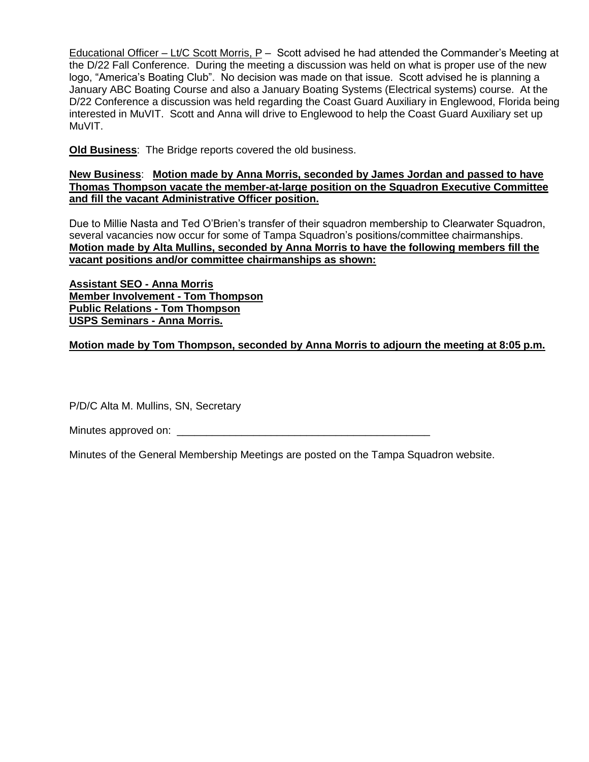Educational Officer – Lt/C Scott Morris, P – Scott advised he had attended the Commander's Meeting at the D/22 Fall Conference. During the meeting a discussion was held on what is proper use of the new logo, "America's Boating Club". No decision was made on that issue. Scott advised he is planning a January ABC Boating Course and also a January Boating Systems (Electrical systems) course. At the D/22 Conference a discussion was held regarding the Coast Guard Auxiliary in Englewood, Florida being interested in MuVIT. Scott and Anna will drive to Englewood to help the Coast Guard Auxiliary set up MuVIT.

**Old Business**: The Bridge reports covered the old business.

**New Business**: **Motion made by Anna Morris, seconded by James Jordan and passed to have Thomas Thompson vacate the member-at-large position on the Squadron Executive Committee and fill the vacant Administrative Officer position.**

Due to Millie Nasta and Ted O'Brien's transfer of their squadron membership to Clearwater Squadron, several vacancies now occur for some of Tampa Squadron's positions/committee chairmanships. **Motion made by Alta Mullins, seconded by Anna Morris to have the following members fill the vacant positions and/or committee chairmanships as shown:**

**Assistant SEO - Anna Morris**
**Member Involvement - Tom Thompson**
**Public Relations - Tom Thompson**
**USPS Seminars - Anna Morris.**

**Motion made by Tom Thompson, seconded by Anna Morris to adjourn the meeting at 8:05 p.m.**

P/D/C Alta M. Mullins, SN, Secretary

Minutes approved on: ____________________________________________

Minutes of the General Membership Meetings are posted on the Tampa Squadron website.